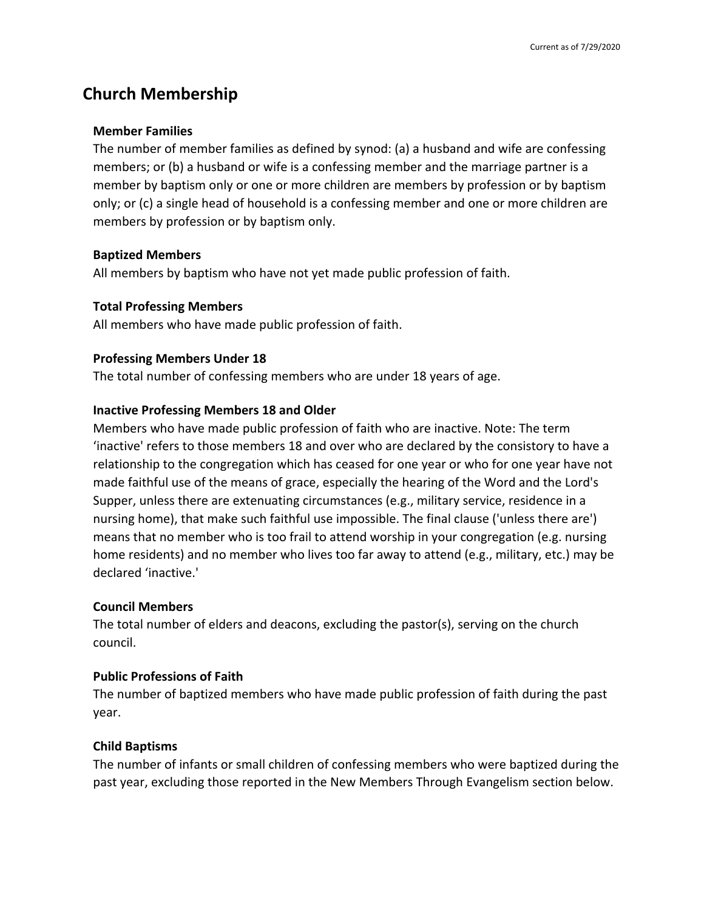# Church Membership

### Member Families

The number of member families as defined by synod: (a) a husband and wife are confessing members; or (b) a husband or wife is a confessing member and the marriage partner is a member by baptism only or one or more children are members by profession or by baptism only; or (c) a single head of household is a confessing member and one or more children are members by profession or by baptism only.

### Baptized Members

All members by baptism who have not yet made public profession of faith.

### Total Professing Members

All members who have made public profession of faith.

### Professing Members Under 18

The total number of confessing members who are under 18 years of age.

### Inactive Professing Members 18 and Older

Members who have made public profession of faith who are inactive. Note: The term 'inactive' refers to those members 18 and over who are declared by the consistory to have a relationship to the congregation which has ceased for one year or who for one year have not made faithful use of the means of grace, especially the hearing of the Word and the Lord's Supper, unless there are extenuating circumstances (e.g., military service, residence in a nursing home), that make such faithful use impossible. The final clause ('unless there are') means that no member who is too frail to attend worship in your congregation (e.g. nursing home residents) and no member who lives too far away to attend (e.g., military, etc.) may be declared 'inactive.'

### Council Members

The total number of elders and deacons, excluding the pastor(s), serving on the church council.

### Public Professions of Faith

The number of baptized members who have made public profession of faith during the past year.

### Child Baptisms

The number of infants or small children of confessing members who were baptized during the past year, excluding those reported in the New Members Through Evangelism section below.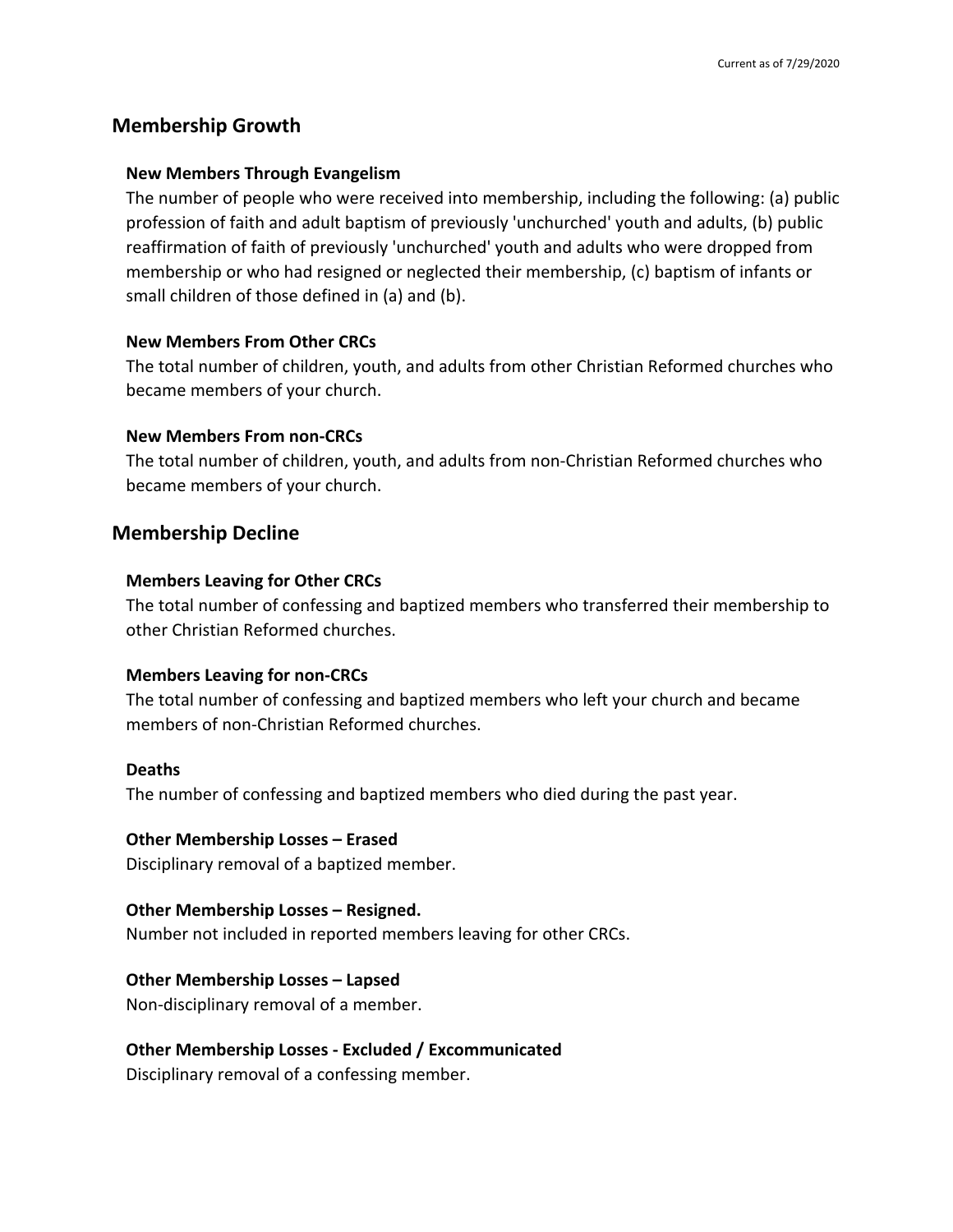## Membership Growth

### New Members Through Evangelism

The number of people who were received into membership, including the following: (a) public profession of faith and adult baptism of previously 'unchurched' youth and adults, (b) public reaffirmation of faith of previously 'unchurched' youth and adults who were dropped from membership or who had resigned or neglected their membership, (c) baptism of infants or small children of those defined in (a) and (b).

### New Members From Other CRCs

The total number of children, youth, and adults from other Christian Reformed churches who became members of your church.

### New Members From non-CRCs

The total number of children, youth, and adults from non-Christian Reformed churches who became members of your church.

## Membership Decline

### Members Leaving for Other CRCs

The total number of confessing and baptized members who transferred their membership to other Christian Reformed churches.

### Members Leaving for non-CRCs

The total number of confessing and baptized members who left your church and became members of non-Christian Reformed churches.

### Deaths

The number of confessing and baptized members who died during the past year.

### Other Membership Losses – Erased

Disciplinary removal of a baptized member.

### Other Membership Losses – Resigned.

Number not included in reported members leaving for other CRCs.

### Other Membership Losses – Lapsed

Non-disciplinary removal of a member.

### Other Membership Losses - Excluded / Excommunicated

Disciplinary removal of a confessing member.